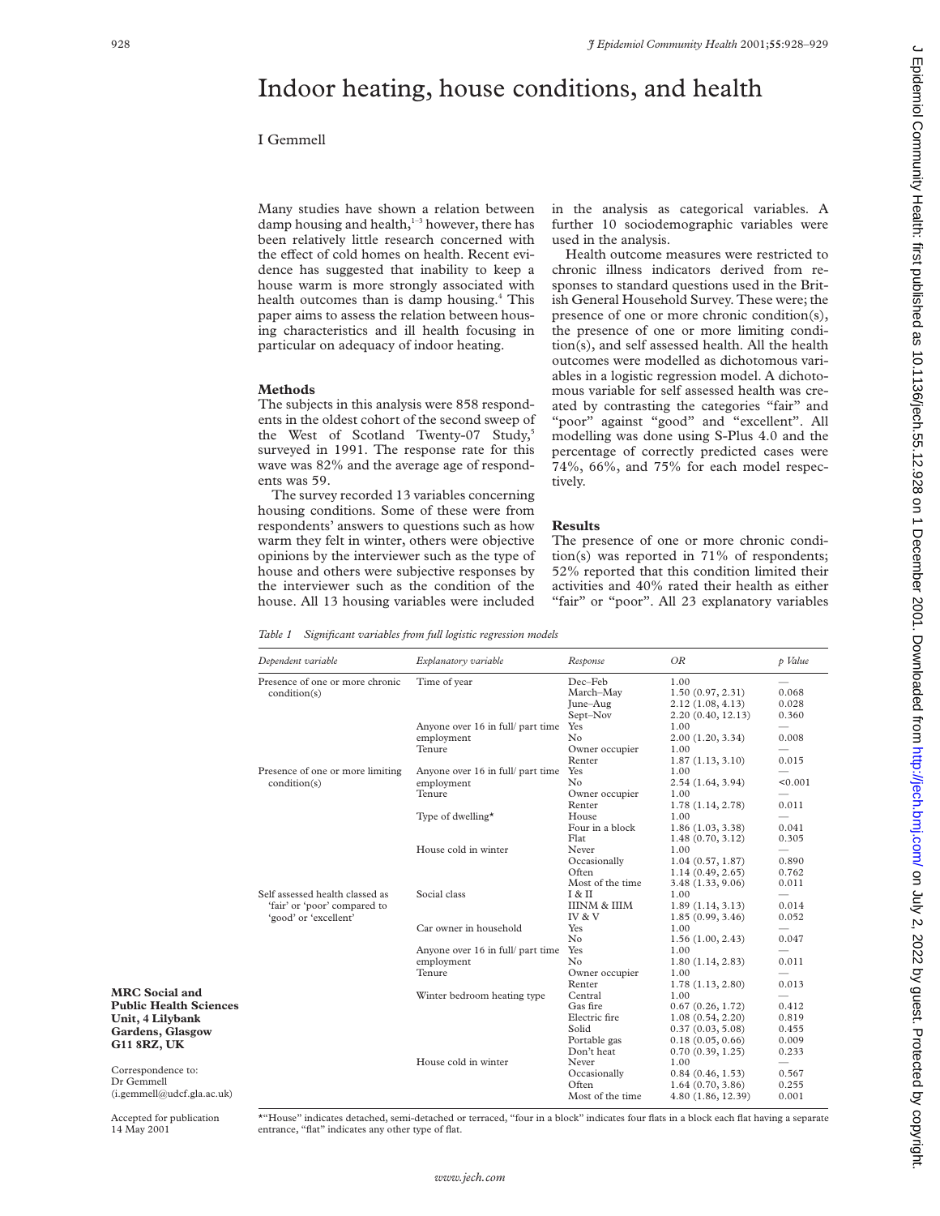# Indoor heating, house conditions, and health

I Gemmell

Many studies have shown a relation between damp housing and health,[1–3] however, there has been relatively little research concerned with the effect of cold homes on health. Recent evidence has suggested that inability to keep a house warm is more strongly associated with health outcomes than is damp housing.[4] This paper aims to assess the relation between housing characteristics and ill health focusing in particular on adequacy of indoor heating.

### Methods

The subjects in this analysis were 858 respondents in the oldest cohort of the second sweep of the West of Scotland Twenty-07 Study,[5] surveyed in 1991. The response rate for this wave was 82% and the average age of respondents was 59.

The survey recorded 13 variables concerning housing conditions. Some of these were from respondents' answers to questions such as how warm they felt in winter, others were objective opinions by the interviewer such as the type of house and others were subjective responses by the interviewer such as the condition of the house. All 13 housing variables were included in the analysis as categorical variables. A further 10 sociodemographic variables were used in the analysis.

Health outcome measures were restricted to chronic illness indicators derived from responses to standard questions used in the British General Household Survey. These were; the presence of one or more chronic condition(s), the presence of one or more limiting condition(s), and self assessed health. All the health outcomes were modelled as dichotomous variables in a logistic regression model. A dichotomous variable for self assessed health was created by contrasting the categories "fair" and "poor" against "good" and "excellent". All modelling was done using S-Plus 4.0 and the percentage of correctly predicted cases were 74%, 66%, and 75% for each model respectively.

### Results

The presence of one or more chronic condition(s) was reported in 71% of respondents; 52% reported that this condition limited their activities and 40% rated their health as either "fair" or "poor". All 23 explanatory variables

*Table 1 Significant variables from full logistic regression models*

| Dependent variable | Explanatory variable | Response | OR | p Value |
|---|---|---|---|---|
| Presence of one or more chronic condition(s) | Time of year | Dec–Feb | 1.00 | — |
| | | March–May | 1.50 (0.97, 2.31) | 0.068 |
| | | June–Aug | 2.12 (1.08, 4.13) | 0.028 |
| | | Sept–Nov | 2.20 (0.40, 12.13) | 0.360 |
| | Anyone over 16 in full/ part time employment | Yes | 1.00 | — |
| | | No | 2.00 (1.20, 3.34) | 0.008 |
| | Tenure | Owner occupier | 1.00 | — |
| | | Renter | 1.87 (1.13, 3.10) | 0.015 |
| Presence of one or more limiting condition(s) | Anyone over 16 in full/ part time employment | Yes | 1.00 | — |
| | | No | 2.54 (1.64, 3.94) | <0.001 |
| | Tenure | Owner occupier | 1.00 | — |
| | | Renter | 1.78 (1.14, 2.78) | 0.011 |
| | Type of dwelling* | House | 1.00 | — |
| | | Four in a block | 1.86 (1.03, 3.38) | 0.041 |
| | | Flat | 1.48 (0.70, 3.12) | 0.305 |
| | House cold in winter | Never | 1.00 | — |
| | | Occasionally | 1.04 (0.57, 1.87) | 0.890 |
| | | Often | 1.14 (0.49, 2.65) | 0.762 |
| | | Most of the time | 3.48 (1.33, 9.06) | 0.011 |
| Self assessed health classed as 'fair' or 'poor' compared to 'good' or 'excellent' | Social class | I & II | 1.00 | — |
| | | IIINM & IIIM | 1.89 (1.14, 3.13) | 0.014 |
| | | IV & V | 1.85 (0.99, 3.46) | 0.052 |
| | Car owner in household | Yes | 1.00 | — |
| | | No | 1.56 (1.00, 2.43) | 0.047 |
| | Anyone over 16 in full/ part time employment | Yes | 1.00 | — |
| | | No | 1.80 (1.14, 2.83) | 0.011 |
| | Tenure | Owner occupier | 1.00 | — |
| | | Renter | 1.78 (1.13, 2.80) | 0.013 |
| | Winter bedroom heating type | Central | 1.00 | — |
| | | Gas fire | 0.67 (0.26, 1.72) | 0.412 |
| | | Electric fire | 1.08 (0.54, 2.20) | 0.819 |
| | | Solid | 0.37 (0.03, 5.08) | 0.455 |
| | | Portable gas | 0.18 (0.05, 0.66) | 0.009 |
| | | Don't heat | 0.70 (0.39, 1.25) | 0.233 |
| | House cold in winter | Never | 1.00 | — |
| | | Occasionally | 0.84 (0.46, 1.53) | 0.567 |
| | | Often | 1.64 (0.70, 3.86) | 0.255 |
| | | Most of the time | 4.80 (1.86, 12.39) | 0.001 |

*"House" indicates detached, semi-detached or terraced, "four in a block" indicates four flats in a block each flat having a separate entrance, "flat" indicates any other type of flat.

**MRC Social and Public Health Sciences Unit, 4 Lilybank Gardens, Glasgow G11 8RZ, UK**

Correspondence to: Dr Gemmell (i.gemmell@udcf.gla.ac.uk)

Accepted for publication 14 May 2001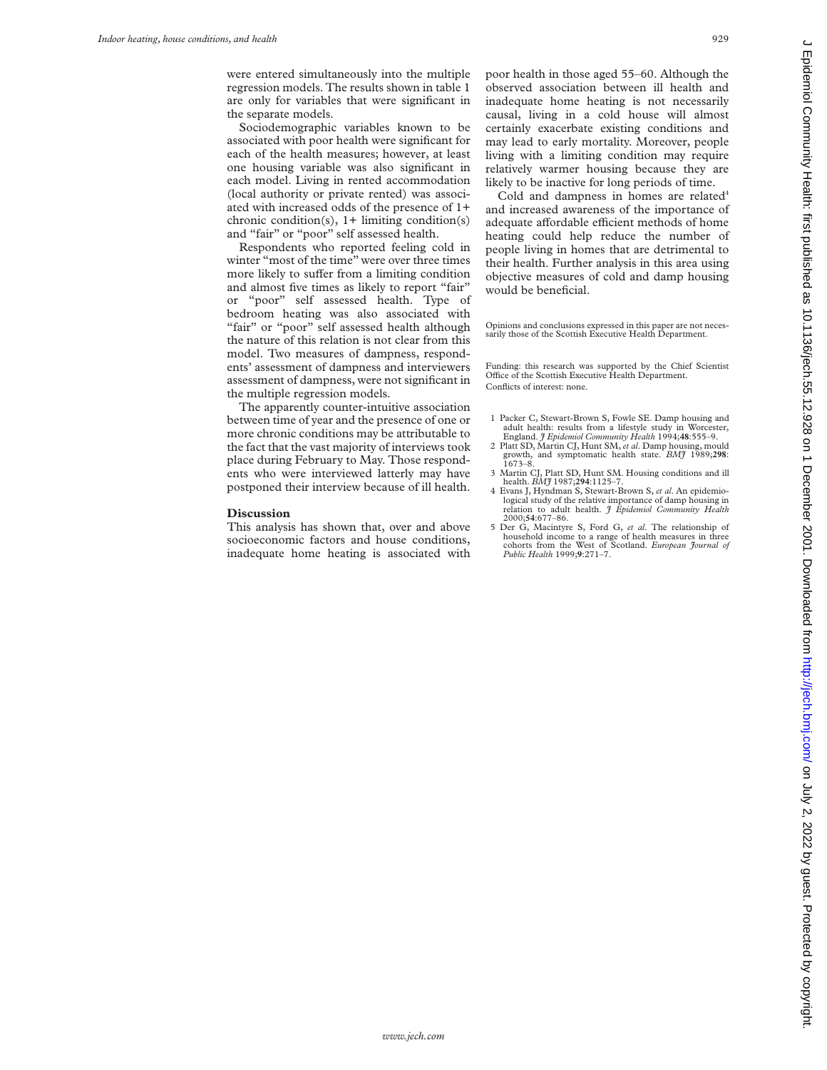were entered simultaneously into the multiple regression models. The results shown in table 1 are only for variables that were significant in the separate models.

Sociodemographic variables known to be associated with poor health were significant for each of the health measures; however, at least one housing variable was also significant in each model. Living in rented accommodation (local authority or private rented) was associated with increased odds of the presence of 1+ chronic condition(s), 1+ limiting condition(s) and "fair" or "poor" self assessed health.

Respondents who reported feeling cold in winter "most of the time" were over three times more likely to suffer from a limiting condition and almost five times as likely to report "fair" or "poor" self assessed health. Type of bedroom heating was also associated with "fair" or "poor" self assessed health although the nature of this relation is not clear from this model. Two measures of dampness, respondents' assessment of dampness and interviewers assessment of dampness, were not significant in the multiple regression models.

The apparently counter-intuitive association between time of year and the presence of one or more chronic conditions may be attributable to the fact that the vast majority of interviews took place during February to May. Those respondents who were interviewed latterly may have postponed their interview because of ill health.

## Discussion

This analysis has shown that, over and above socioeconomic factors and house conditions, inadequate home heating is associated with poor health in those aged 55–60. Although the observed association between ill health and inadequate home heating is not necessarily causal, living in a cold house will almost certainly exacerbate existing conditions and may lead to early mortality. Moreover, people living with a limiting condition may require relatively warmer housing because they are likely to be inactive for long periods of time.

Cold and dampness in homes are related[4] and increased awareness of the importance of adequate affordable efficient methods of home heating could help reduce the number of people living in homes that are detrimental to their health. Further analysis in this area using objective measures of cold and damp housing would be beneficial.

Opinions and conclusions expressed in this paper are not necessarily those of the Scottish Executive Health Department.

Funding: this research was supported by the Chief Scientist Office of the Scottish Executive Health Department.
Conflicts of interest: none.

1 Packer C, Stewart-Brown S, Fowle SE. Damp housing and adult health: results from a lifestyle study in Worcester, England. *J Epidemiol Community Health* 1994;**48**:555–9.
2 Platt SD, Martin CJ, Hunt SM, *et al*. Damp housing, mould growth, and symptomatic health state. *BMJ* 1989;**298**: 1673–8.
3 Martin CJ, Platt SD, Hunt SM. Housing conditions and ill health. *BMJ* 1987;**294**:1125–7.
4 Evans J, Hyndman S, Stewart-Brown S, *et al*. An epidemiological study of the relative importance of damp housing in relation to adult health. *J Epidemiol Community Health* 2000;**54**:677–86.
5 Der G, Macintyre S, Ford G, *et al*. The relationship of household income to a range of health measures in three cohorts from the West of Scotland. *European Journal of Public Health* 1999;**9**:271–7.